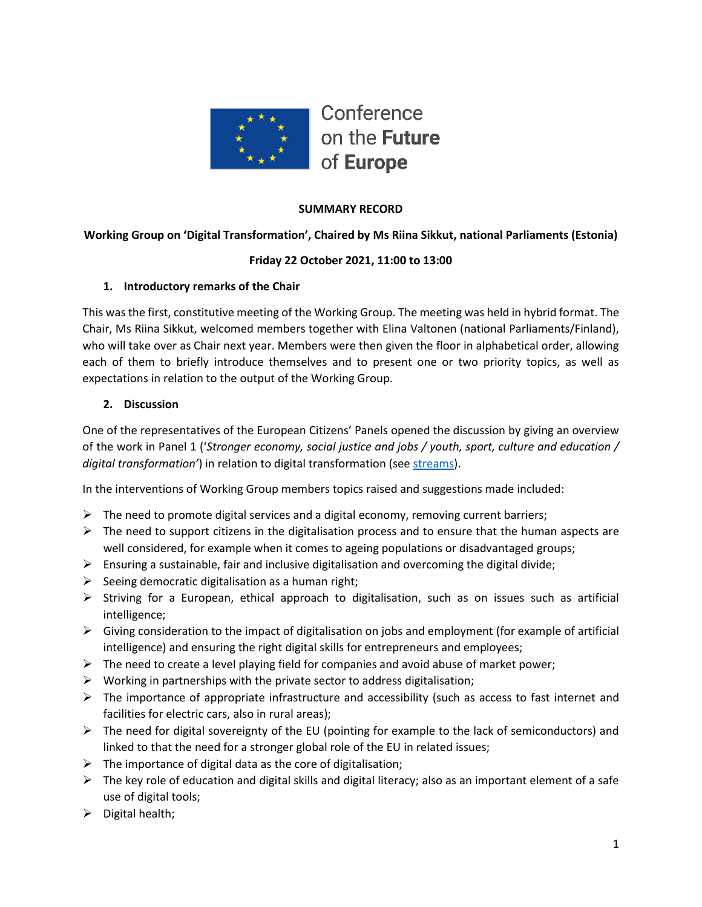Conference on the **Future** of **Europe**

**SUMMARY RECORD**

**Working Group on 'Digital Transformation', Chaired by Ms Riina Sikkut, national Parliaments (Estonia)**

**Friday 22 October 2021, 11:00 to 13:00**

## 1. Introductory remarks of the Chair

This was the first, constitutive meeting of the Working Group. The meeting was held in hybrid format. The Chair, Ms Riina Sikkut, welcomed members together with Elina Valtonen (national Parliaments/Finland), who will take over as Chair next year. Members were then given the floor in alphabetical order, allowing each of them to briefly introduce themselves and to present one or two priority topics, as well as expectations in relation to the output of the Working Group.

## 2. Discussion

One of the representatives of the European Citizens' Panels opened the discussion by giving an overview of the work in Panel 1 ('*Stronger economy, social justice and jobs / youth, sport, culture and education / digital transformation'*) in relation to digital transformation (see streams).

In the interventions of Working Group members topics raised and suggestions made included:

- The need to promote digital services and a digital economy, removing current barriers;
- The need to support citizens in the digitalisation process and to ensure that the human aspects are well considered, for example when it comes to ageing populations or disadvantaged groups;
- Ensuring a sustainable, fair and inclusive digitalisation and overcoming the digital divide;
- Seeing democratic digitalisation as a human right;
- Striving for a European, ethical approach to digitalisation, such as on issues such as artificial intelligence;
- Giving consideration to the impact of digitalisation on jobs and employment (for example of artificial intelligence) and ensuring the right digital skills for entrepreneurs and employees;
- The need to create a level playing field for companies and avoid abuse of market power;
- Working in partnerships with the private sector to address digitalisation;
- The importance of appropriate infrastructure and accessibility (such as access to fast internet and facilities for electric cars, also in rural areas);
- The need for digital sovereignty of the EU (pointing for example to the lack of semiconductors) and linked to that the need for a stronger global role of the EU in related issues;
- The importance of digital data as the core of digitalisation;
- The key role of education and digital skills and digital literacy; also as an important element of a safe use of digital tools;
- Digital health;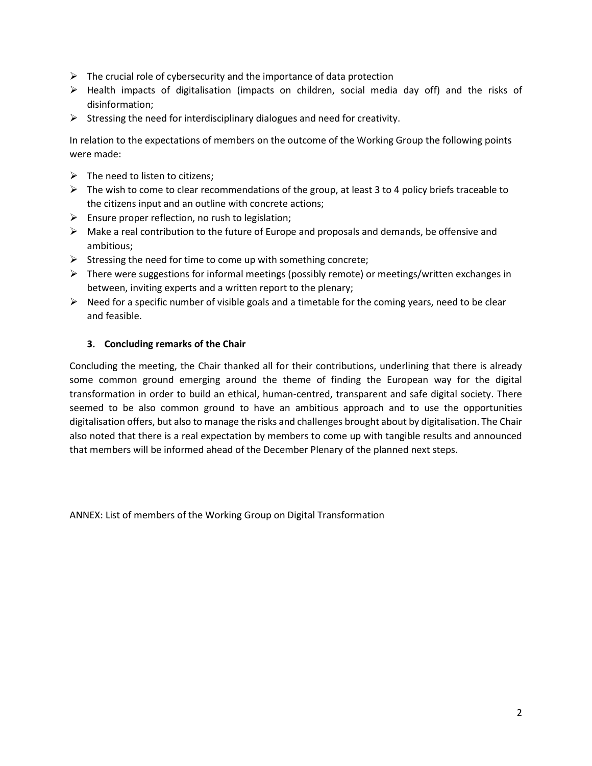- The crucial role of cybersecurity and the importance of data protection
- Health impacts of digitalisation (impacts on children, social media day off) and the risks of disinformation;
- Stressing the need for interdisciplinary dialogues and need for creativity.

In relation to the expectations of members on the outcome of the Working Group the following points were made:

- The need to listen to citizens;
- The wish to come to clear recommendations of the group, at least 3 to 4 policy briefs traceable to the citizens input and an outline with concrete actions;
- Ensure proper reflection, no rush to legislation;
- Make a real contribution to the future of Europe and proposals and demands, be offensive and ambitious;
- Stressing the need for time to come up with something concrete;
- There were suggestions for informal meetings (possibly remote) or meetings/written exchanges in between, inviting experts and a written report to the plenary;
- Need for a specific number of visible goals and a timetable for the coming years, need to be clear and feasible.

### 3. Concluding remarks of the Chair

Concluding the meeting, the Chair thanked all for their contributions, underlining that there is already some common ground emerging around the theme of finding the European way for the digital transformation in order to build an ethical, human-centred, transparent and safe digital society. There seemed to be also common ground to have an ambitious approach and to use the opportunities digitalisation offers, but also to manage the risks and challenges brought about by digitalisation. The Chair also noted that there is a real expectation by members to come up with tangible results and announced that members will be informed ahead of the December Plenary of the planned next steps.

ANNEX: List of members of the Working Group on Digital Transformation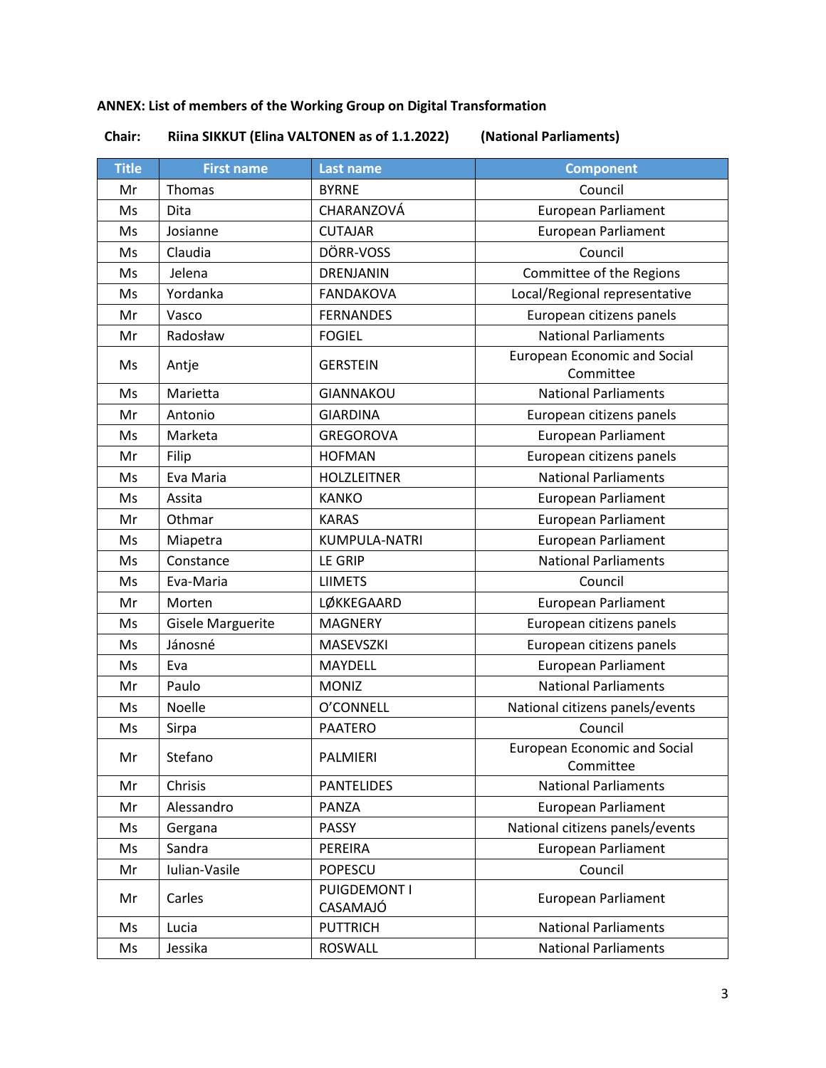**ANNEX: List of members of the Working Group on Digital Transformation**

**Chair: Riina SIKKUT (Elina VALTONEN as of 1.1.2022) (National Parliaments)**

| Title | First name | Last name | Component |
|---|---|---|---|
| Mr | Thomas | BYRNE | Council |
| Ms | Dita | CHARANZOVÁ | European Parliament |
| Ms | Josianne | CUTAJAR | European Parliament |
| Ms | Claudia | DÖRR-VOSS | Council |
| Ms | Jelena | DRENJANIN | Committee of the Regions |
| Ms | Yordanka | FANDAKOVA | Local/Regional representative |
| Mr | Vasco | FERNANDES | European citizens panels |
| Mr | Radosław | FOGIEL | National Parliaments |
| Ms | Antje | GERSTEIN | European Economic and Social Committee |
| Ms | Marietta | GIANNAKOU | National Parliaments |
| Mr | Antonio | GIARDINA | European citizens panels |
| Ms | Marketa | GREGOROVA | European Parliament |
| Mr | Filip | HOFMAN | European citizens panels |
| Ms | Eva Maria | HOLZLEITNER | National Parliaments |
| Ms | Assita | KANKO | European Parliament |
| Mr | Othmar | KARAS | European Parliament |
| Ms | Miapetra | KUMPULA-NATRI | European Parliament |
| Ms | Constance | LE GRIP | National Parliaments |
| Ms | Eva-Maria | LIIMETS | Council |
| Mr | Morten | LØKKEGAARD | European Parliament |
| Ms | Gisele Marguerite | MAGNERY | European citizens panels |
| Ms | Jánosné | MASEVSZKI | European citizens panels |
| Ms | Eva | MAYDELL | European Parliament |
| Mr | Paulo | MONIZ | National Parliaments |
| Ms | Noelle | O'CONNELL | National citizens panels/events |
| Ms | Sirpa | PAATERO | Council |
| Mr | Stefano | PALMIERI | European Economic and Social Committee |
| Mr | Chrisis | PANTELIDES | National Parliaments |
| Mr | Alessandro | PANZA | European Parliament |
| Ms | Gergana | PASSY | National citizens panels/events |
| Ms | Sandra | PEREIRA | European Parliament |
| Mr | Iulian-Vasile | POPESCU | Council |
| Mr | Carles | PUIGDEMONT I CASAMAJÓ | European Parliament |
| Ms | Lucia | PUTTRICH | National Parliaments |
| Ms | Jessika | ROSWALL | National Parliaments |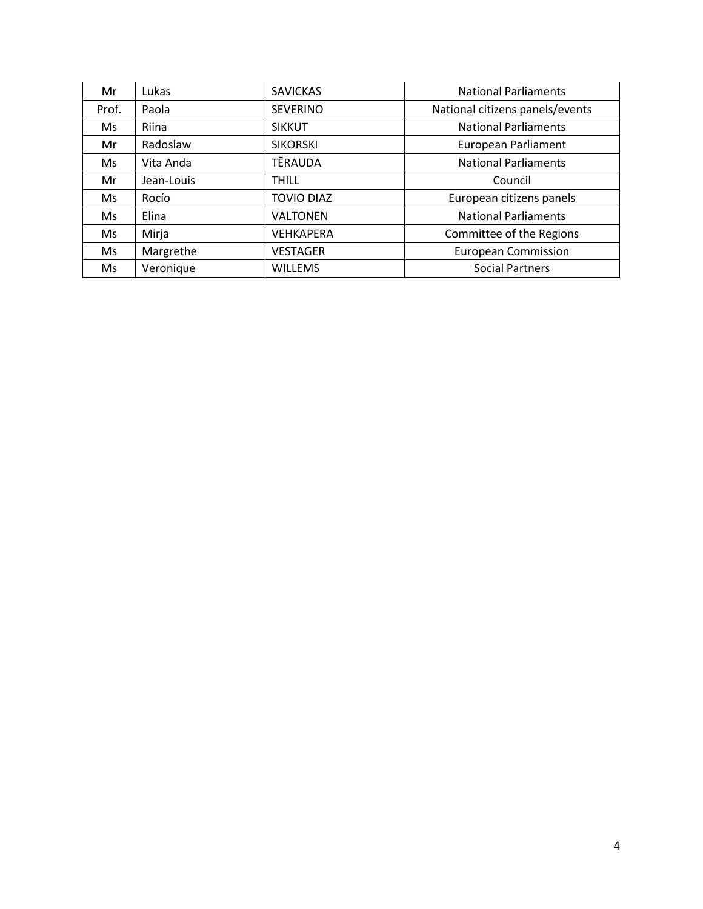| | | | |
|---|---|---|---|
| Mr | Lukas | SAVICKAS | National Parliaments |
| Prof. | Paola | SEVERINO | National citizens panels/events |
| Ms | Riina | SIKKUT | National Parliaments |
| Mr | Radoslaw | SIKORSKI | European Parliament |
| Ms | Vita Anda | TĒRAUDA | National Parliaments |
| Mr | Jean-Louis | THILL | Council |
| Ms | Rocío | TOVIO DIAZ | European citizens panels |
| Ms | Elina | VALTONEN | National Parliaments |
| Ms | Mirja | VEHKAPERA | Committee of the Regions |
| Ms | Margrethe | VESTAGER | European Commission |
| Ms | Veronique | WILLEMS | Social Partners |